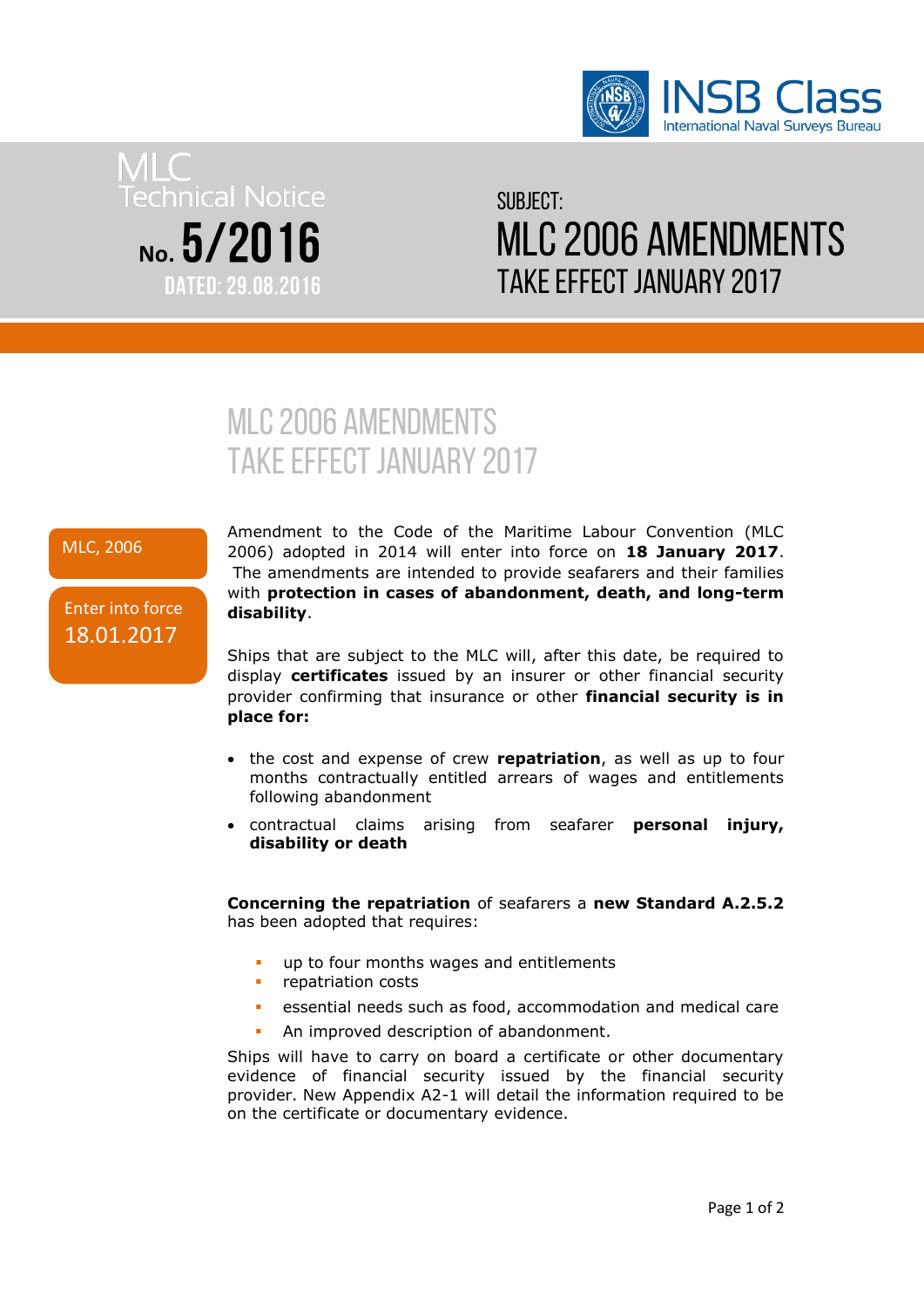INSB Class
International Naval Surveys Bureau

MLC Technical Notice

No. 5/2016

DATED: 29.08.2016

SUBJECT:

# MLC 2006 AMENDMENTS TAKE EFFECT JANUARY 2017

## MLC 2006 AMENDMENTS TAKE EFFECT JANUARY 2017

MLC, 2006

Enter into force
18.01.2017

Amendment to the Code of the Maritime Labour Convention (MLC 2006) adopted in 2014 will enter into force on **18 January 2017**. The amendments are intended to provide seafarers and their families with **protection in cases of abandonment, death, and long-term disability**.

Ships that are subject to the MLC will, after this date, be required to display **certificates** issued by an insurer or other financial security provider confirming that insurance or other **financial security is in place for:**

- the cost and expense of crew **repatriation**, as well as up to four months contractually entitled arrears of wages and entitlements following abandonment
- contractual claims arising from seafarer **personal injury, disability or death**

**Concerning the repatriation** of seafarers a **new Standard A.2.5.2** has been adopted that requires:

- up to four months wages and entitlements
- repatriation costs
- essential needs such as food, accommodation and medical care
- An improved description of abandonment.

Ships will have to carry on board a certificate or other documentary evidence of financial security issued by the financial security provider. New Appendix A2-1 will detail the information required to be on the certificate or documentary evidence.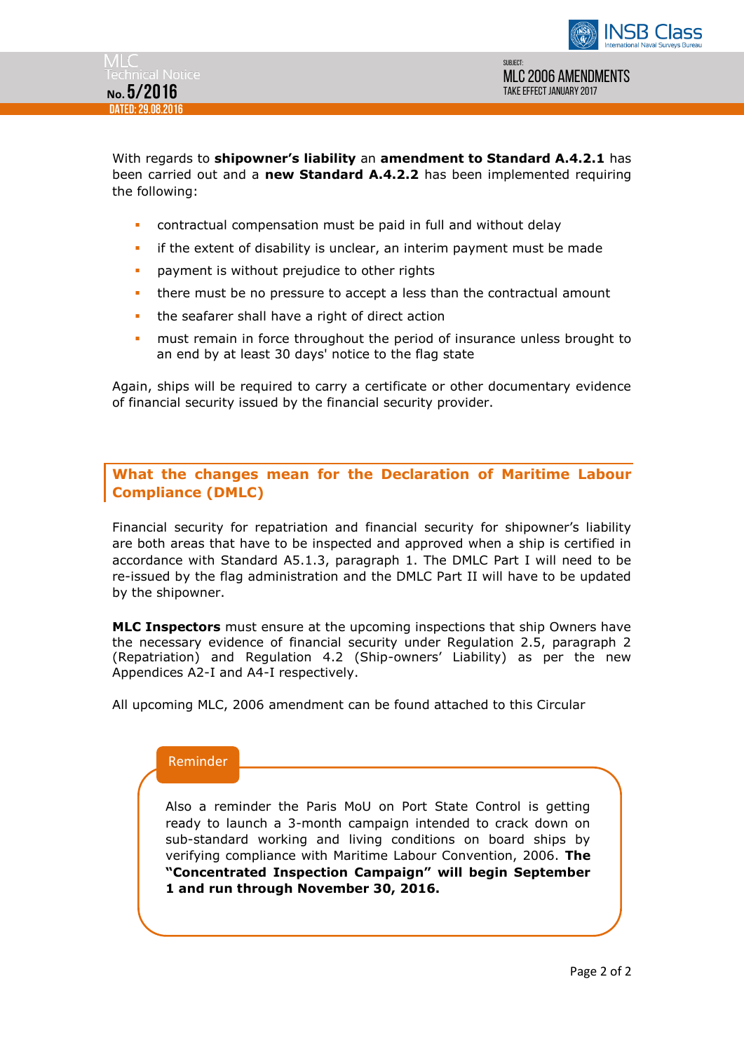With regards to **shipowner's liability** an **amendment to Standard A.4.2.1** has been carried out and a **new Standard A.4.2.2** has been implemented requiring the following:

- contractual compensation must be paid in full and without delay
- if the extent of disability is unclear, an interim payment must be made
- payment is without prejudice to other rights
- there must be no pressure to accept a less than the contractual amount
- the seafarer shall have a right of direct action
- must remain in force throughout the period of insurance unless brought to an end by at least 30 days' notice to the flag state

Again, ships will be required to carry a certificate or other documentary evidence of financial security issued by the financial security provider.

## What the changes mean for the Declaration of Maritime Labour Compliance (DMLC)

Financial security for repatriation and financial security for shipowner's liability are both areas that have to be inspected and approved when a ship is certified in accordance with Standard A5.1.3, paragraph 1. The DMLC Part I will need to be re-issued by the flag administration and the DMLC Part II will have to be updated by the shipowner.

**MLC Inspectors** must ensure at the upcoming inspections that ship Owners have the necessary evidence of financial security under Regulation 2.5, paragraph 2 (Repatriation) and Regulation 4.2 (Ship-owners' Liability) as per the new Appendices A2-I and A4-I respectively.

All upcoming MLC, 2006 amendment can be found attached to this Circular

**Reminder**

Also a reminder the Paris MoU on Port State Control is getting ready to launch a 3-month campaign intended to crack down on sub-standard working and living conditions on board ships by verifying compliance with Maritime Labour Convention, 2006. **The "Concentrated Inspection Campaign" will begin September 1 and run through November 30, 2016.**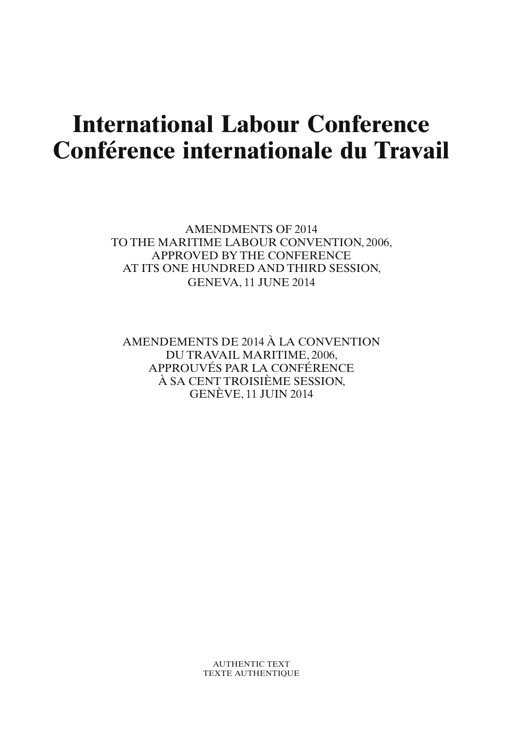# International Labour Conference
# Conférence internationale du Travail

AMENDMENTS OF 2014
TO THE MARITIME LABOUR CONVENTION, 2006,
APPROVED BY THE CONFERENCE
AT ITS ONE HUNDRED AND THIRD SESSION,
GENEVA, 11 JUNE 2014

AMENDEMENTS DE 2014 À LA CONVENTION
DU TRAVAIL MARITIME, 2006,
APPROUVÉS PAR LA CONFÉRENCE
À SA CENT TROISIÈME SESSION,
GENÈVE, 11 JUIN 2014

AUTHENTIC TEXT
TEXTE AUTHENTIQUE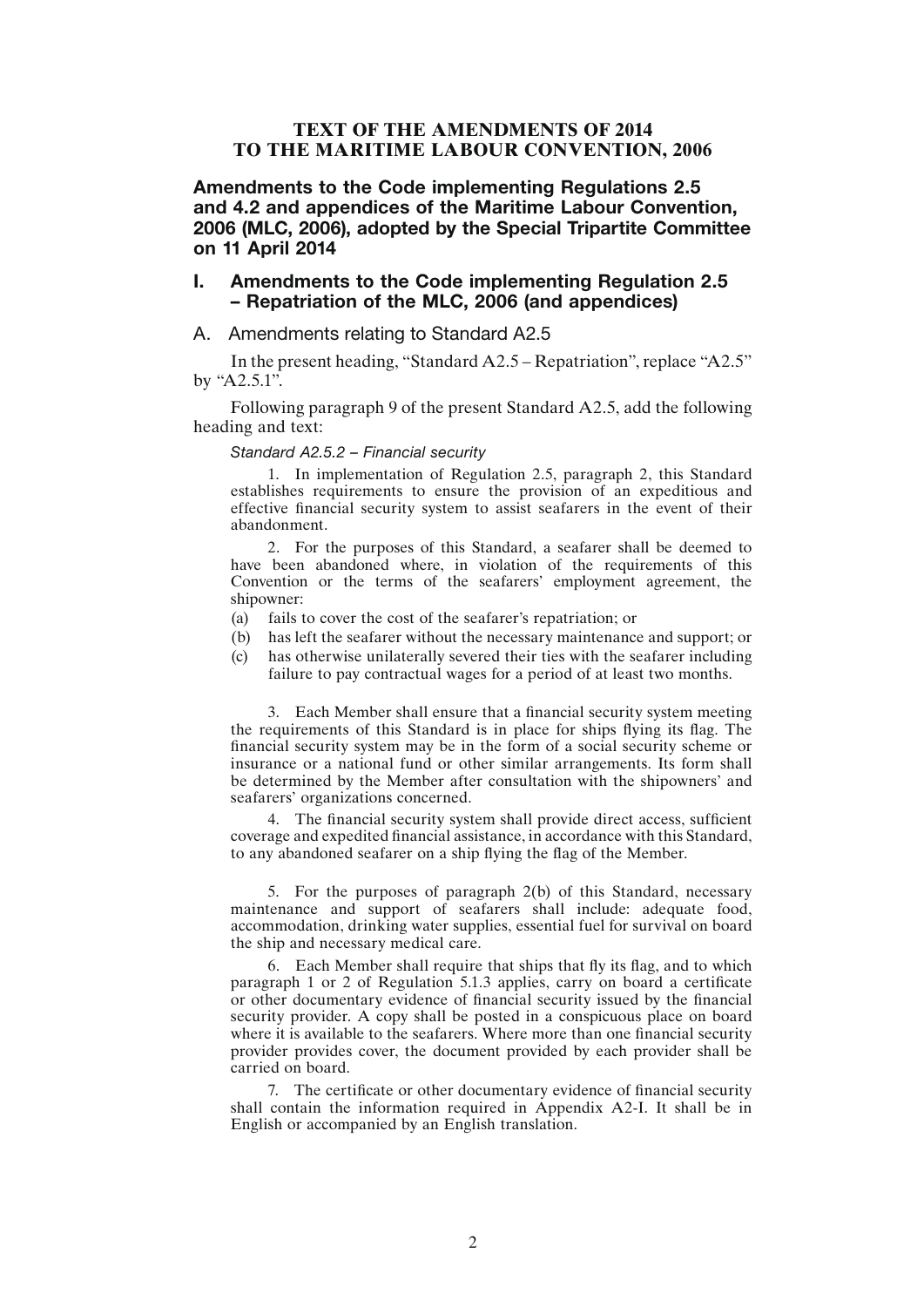# TEXT OF THE AMENDMENTS OF 2014 TO THE MARITIME LABOUR CONVENTION, 2006

## Amendments to the Code implementing Regulations 2.5 and 4.2 and appendices of the Maritime Labour Convention, 2006 (MLC, 2006), adopted by the Special Tripartite Committee on 11 April 2014

## I. Amendments to the Code implementing Regulation 2.5 – Repatriation of the MLC, 2006 (and appendices)

### A. Amendments relating to Standard A2.5

In the present heading, "Standard A2.5 – Repatriation", replace "A2.5" by "A2.5.1".

Following paragraph 9 of the present Standard A2.5, add the following heading and text:

*Standard A2.5.2 – Financial security*

1. In implementation of Regulation 2.5, paragraph 2, this Standard establishes requirements to ensure the provision of an expeditious and effective financial security system to assist seafarers in the event of their abandonment.

2. For the purposes of this Standard, a seafarer shall be deemed to have been abandoned where, in violation of the requirements of this Convention or the terms of the seafarers' employment agreement, the shipowner:

(a) fails to cover the cost of the seafarer's repatriation; or
(b) has left the seafarer without the necessary maintenance and support; or
(c) has otherwise unilaterally severed their ties with the seafarer including failure to pay contractual wages for a period of at least two months.

3. Each Member shall ensure that a financial security system meeting the requirements of this Standard is in place for ships flying its flag. The financial security system may be in the form of a social security scheme or insurance or a national fund or other similar arrangements. Its form shall be determined by the Member after consultation with the shipowners' and seafarers' organizations concerned.

4. The financial security system shall provide direct access, sufficient coverage and expedited financial assistance, in accordance with this Standard, to any abandoned seafarer on a ship flying the flag of the Member.

5. For the purposes of paragraph 2(b) of this Standard, necessary maintenance and support of seafarers shall include: adequate food, accommodation, drinking water supplies, essential fuel for survival on board the ship and necessary medical care.

6. Each Member shall require that ships that fly its flag, and to which paragraph 1 or 2 of Regulation 5.1.3 applies, carry on board a certificate or other documentary evidence of financial security issued by the financial security provider. A copy shall be posted in a conspicuous place on board where it is available to the seafarers. Where more than one financial security provider provides cover, the document provided by each provider shall be carried on board.

7. The certificate or other documentary evidence of financial security shall contain the information required in Appendix A2-I. It shall be in English or accompanied by an English translation.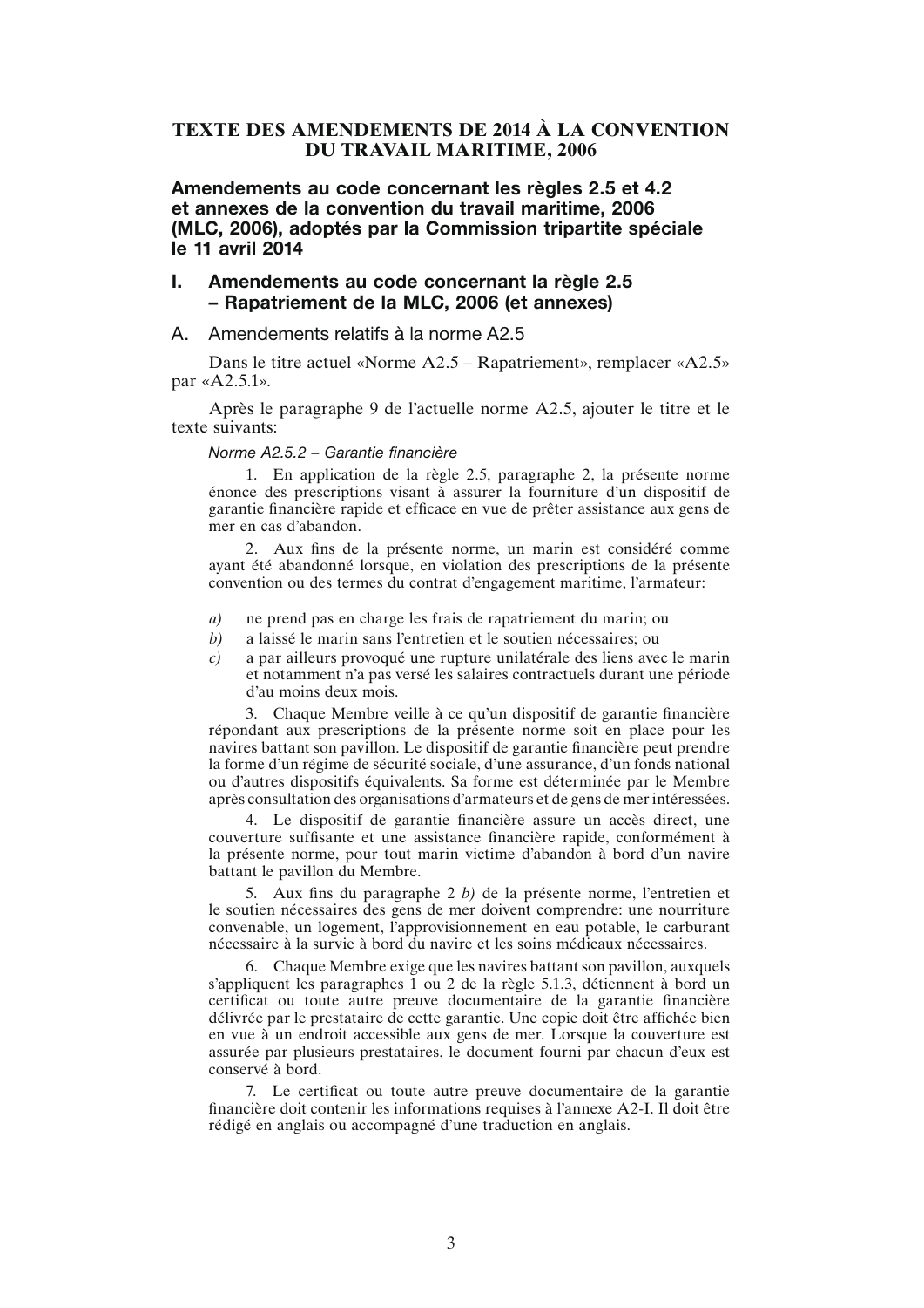# TEXTE DES AMENDEMENTS DE 2014 À LA CONVENTION DU TRAVAIL MARITIME, 2006

## Amendements au code concernant les règles 2.5 et 4.2 et annexes de la convention du travail maritime, 2006 (MLC, 2006), adoptés par la Commission tripartite spéciale le 11 avril 2014

## I. Amendements au code concernant la règle 2.5 – Rapatriement de la MLC, 2006 (et annexes)

### A. Amendements relatifs à la norme A2.5

Dans le titre actuel «Norme A2.5 – Rapatriement», remplacer «A2.5» par «A2.5.1».

Après le paragraphe 9 de l'actuelle norme A2.5, ajouter le titre et le texte suivants:

*Norme A2.5.2 – Garantie financière*

1. En application de la règle 2.5, paragraphe 2, la présente norme énonce des prescriptions visant à assurer la fourniture d'un dispositif de garantie financière rapide et efficace en vue de prêter assistance aux gens de mer en cas d'abandon.

2. Aux fins de la présente norme, un marin est considéré comme ayant été abandonné lorsque, en violation des prescriptions de la présente convention ou des termes du contrat d'engagement maritime, l'armateur:

*a)* ne prend pas en charge les frais de rapatriement du marin; ou

*b)* a laissé le marin sans l'entretien et le soutien nécessaires; ou

*c)* a par ailleurs provoqué une rupture unilatérale des liens avec le marin et notamment n'a pas versé les salaires contractuels durant une période d'au moins deux mois.

3. Chaque Membre veille à ce qu'un dispositif de garantie financière répondant aux prescriptions de la présente norme soit en place pour les navires battant son pavillon. Le dispositif de garantie financière peut prendre la forme d'un régime de sécurité sociale, d'une assurance, d'un fonds national ou d'autres dispositifs équivalents. Sa forme est déterminée par le Membre après consultation des organisations d'armateurs et de gens de mer intéressées.

4. Le dispositif de garantie financière assure un accès direct, une couverture suffisante et une assistance financière rapide, conformément à la présente norme, pour tout marin victime d'abandon à bord d'un navire battant le pavillon du Membre.

5. Aux fins du paragraphe 2 *b)* de la présente norme, l'entretien et le soutien nécessaires des gens de mer doivent comprendre: une nourriture convenable, un logement, l'approvisionnement en eau potable, le carburant nécessaire à la survie à bord du navire et les soins médicaux nécessaires.

6. Chaque Membre exige que les navires battant son pavillon, auxquels s'appliquent les paragraphes 1 ou 2 de la règle 5.1.3, détiennent à bord un certificat ou toute autre preuve documentaire de la garantie financière délivrée par le prestataire de cette garantie. Une copie doit être affichée bien en vue à un endroit accessible aux gens de mer. Lorsque la couverture est assurée par plusieurs prestataires, le document fourni par chacun d'eux est conservé à bord.

7. Le certificat ou toute autre preuve documentaire de la garantie financière doit contenir les informations requises à l'annexe A2-I. Il doit être rédigé en anglais ou accompagné d'une traduction en anglais.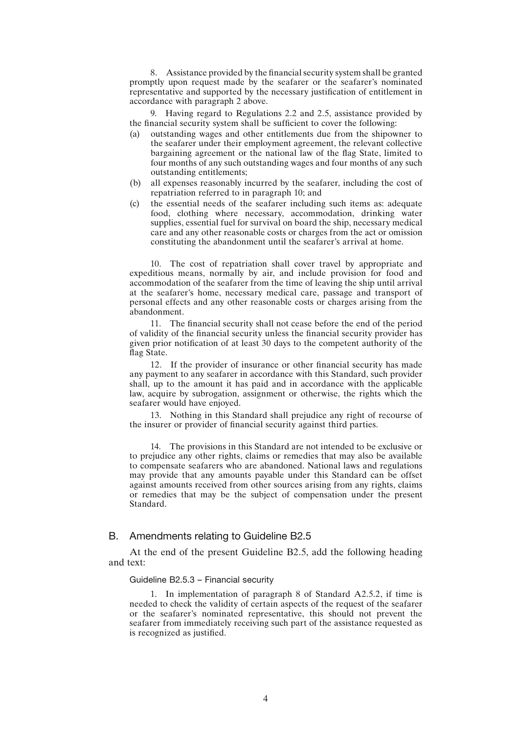8. Assistance provided by the financial security system shall be granted promptly upon request made by the seafarer or the seafarer's nominated representative and supported by the necessary justification of entitlement in accordance with paragraph 2 above.

9. Having regard to Regulations 2.2 and 2.5, assistance provided by the financial security system shall be sufficient to cover the following:

(a) outstanding wages and other entitlements due from the shipowner to the seafarer under their employment agreement, the relevant collective bargaining agreement or the national law of the flag State, limited to four months of any such outstanding wages and four months of any such outstanding entitlements;

(b) all expenses reasonably incurred by the seafarer, including the cost of repatriation referred to in paragraph 10; and

(c) the essential needs of the seafarer including such items as: adequate food, clothing where necessary, accommodation, drinking water supplies, essential fuel for survival on board the ship, necessary medical care and any other reasonable costs or charges from the act or omission constituting the abandonment until the seafarer's arrival at home.

10. The cost of repatriation shall cover travel by appropriate and expeditious means, normally by air, and include provision for food and accommodation of the seafarer from the time of leaving the ship until arrival at the seafarer's home, necessary medical care, passage and transport of personal effects and any other reasonable costs or charges arising from the abandonment.

11. The financial security shall not cease before the end of the period of validity of the financial security unless the financial security provider has given prior notification of at least 30 days to the competent authority of the flag State.

12. If the provider of insurance or other financial security has made any payment to any seafarer in accordance with this Standard, such provider shall, up to the amount it has paid and in accordance with the applicable law, acquire by subrogation, assignment or otherwise, the rights which the seafarer would have enjoyed.

13. Nothing in this Standard shall prejudice any right of recourse of the insurer or provider of financial security against third parties.

14. The provisions in this Standard are not intended to be exclusive or to prejudice any other rights, claims or remedies that may also be available to compensate seafarers who are abandoned. National laws and regulations may provide that any amounts payable under this Standard can be offset against amounts received from other sources arising from any rights, claims or remedies that may be the subject of compensation under the present Standard.

## B. Amendments relating to Guideline B2.5

At the end of the present Guideline B2.5, add the following heading and text:

### Guideline B2.5.3 – Financial security

1. In implementation of paragraph 8 of Standard A2.5.2, if time is needed to check the validity of certain aspects of the request of the seafarer or the seafarer's nominated representative, this should not prevent the seafarer from immediately receiving such part of the assistance requested as is recognized as justified.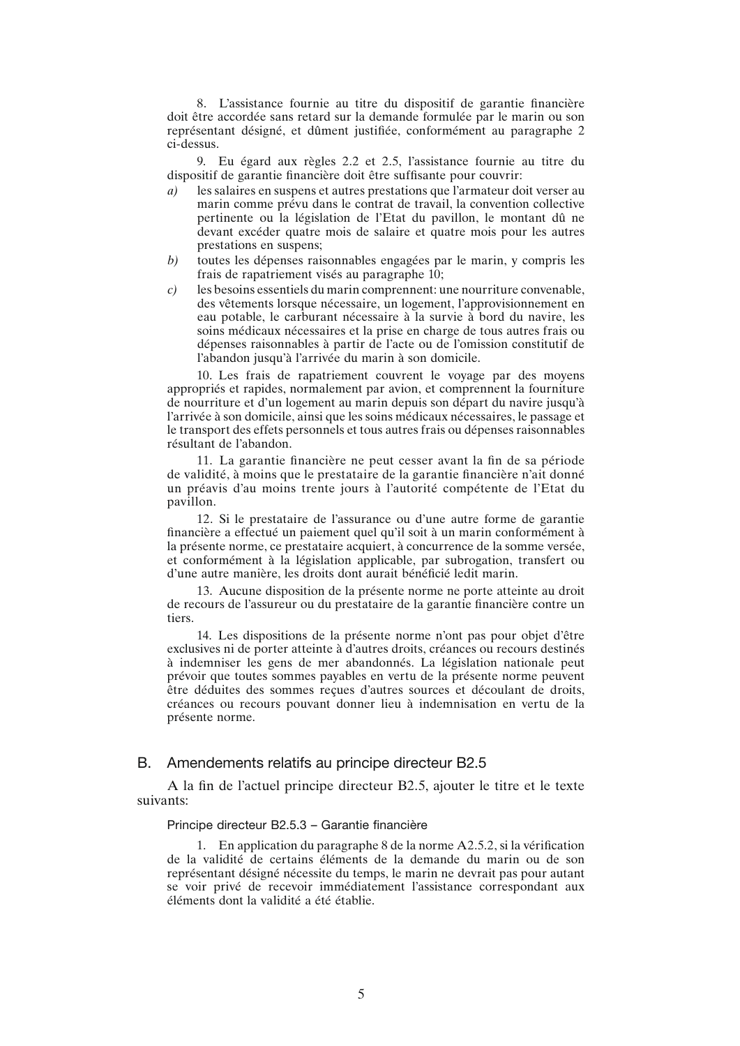8. L'assistance fournie au titre du dispositif de garantie financière doit être accordée sans retard sur la demande formulée par le marin ou son représentant désigné, et dûment justifiée, conformément au paragraphe 2 ci-dessus.

9. Eu égard aux règles 2.2 et 2.5, l'assistance fournie au titre du dispositif de garantie financière doit être suffisante pour couvrir:

*a)* les salaires en suspens et autres prestations que l'armateur doit verser au marin comme prévu dans le contrat de travail, la convention collective pertinente ou la législation de l'Etat du pavillon, le montant dû ne devant excéder quatre mois de salaire et quatre mois pour les autres prestations en suspens;

*b)* toutes les dépenses raisonnables engagées par le marin, y compris les frais de rapatriement visés au paragraphe 10;

*c)* les besoins essentiels du marin comprennent: une nourriture convenable, des vêtements lorsque nécessaire, un logement, l'approvisionnement en eau potable, le carburant nécessaire à la survie à bord du navire, les soins médicaux nécessaires et la prise en charge de tous autres frais ou dépenses raisonnables à partir de l'acte ou de l'omission constitutif de l'abandon jusqu'à l'arrivée du marin à son domicile.

10. Les frais de rapatriement couvrent le voyage par des moyens appropriés et rapides, normalement par avion, et comprennent la fourniture de nourriture et d'un logement au marin depuis son départ du navire jusqu'à l'arrivée à son domicile, ainsi que les soins médicaux nécessaires, le passage et le transport des effets personnels et tous autres frais ou dépenses raisonnables résultant de l'abandon.

11. La garantie financière ne peut cesser avant la fin de sa période de validité, à moins que le prestataire de la garantie financière n'ait donné un préavis d'au moins trente jours à l'autorité compétente de l'Etat du pavillon.

12. Si le prestataire de l'assurance ou d'une autre forme de garantie financière a effectué un paiement quel qu'il soit à un marin conformément à la présente norme, ce prestataire acquiert, à concurrence de la somme versée, et conformément à la législation applicable, par subrogation, transfert ou d'une autre manière, les droits dont aurait bénéficié ledit marin.

13. Aucune disposition de la présente norme ne porte atteinte au droit de recours de l'assureur ou du prestataire de la garantie financière contre un tiers.

14. Les dispositions de la présente norme n'ont pas pour objet d'être exclusives ni de porter atteinte à d'autres droits, créances ou recours destinés à indemniser les gens de mer abandonnés. La législation nationale peut prévoir que toutes sommes payables en vertu de la présente norme peuvent être déduites des sommes reçues d'autres sources et découlant de droits, créances ou recours pouvant donner lieu à indemnisation en vertu de la présente norme.

## B. Amendements relatifs au principe directeur B2.5

A la fin de l'actuel principe directeur B2.5, ajouter le titre et le texte suivants:

### Principe directeur B2.5.3 – Garantie financière

1. En application du paragraphe 8 de la norme A2.5.2, si la vérification de la validité de certains éléments de la demande du marin ou de son représentant désigné nécessite du temps, le marin ne devrait pas pour autant se voir privé de recevoir immédiatement l'assistance correspondant aux éléments dont la validité a été établie.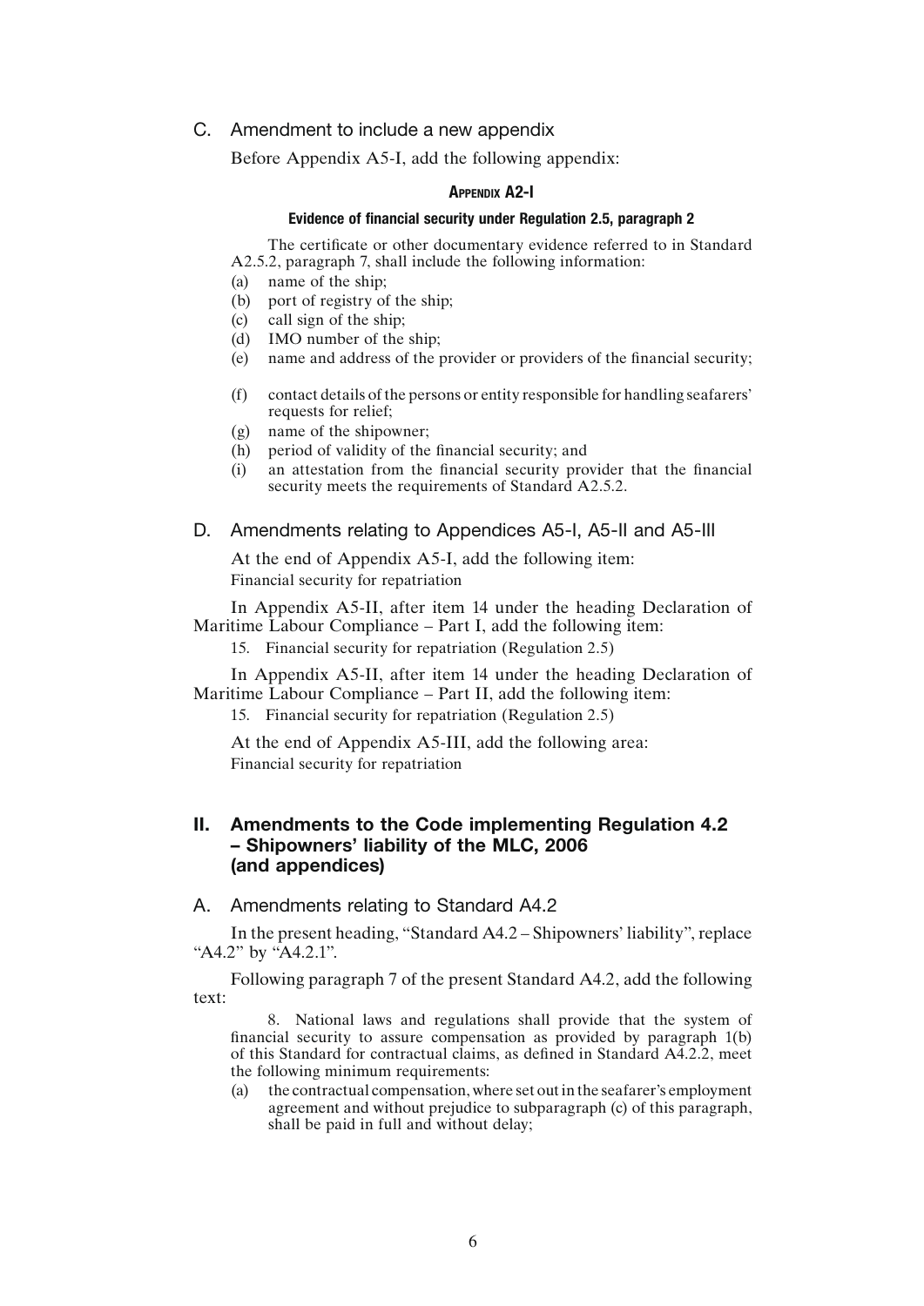### C. Amendment to include a new appendix

Before Appendix A5-I, add the following appendix:

#### Appendix A2-I

##### Evidence of financial security under Regulation 2.5, paragraph 2

The certificate or other documentary evidence referred to in Standard A2.5.2, paragraph 7, shall include the following information:

(a) name of the ship;
(b) port of registry of the ship;
(c) call sign of the ship;
(d) IMO number of the ship;
(e) name and address of the provider or providers of the financial security;
(f) contact details of the persons or entity responsible for handling seafarers' requests for relief;
(g) name of the shipowner;
(h) period of validity of the financial security; and
(i) an attestation from the financial security provider that the financial security meets the requirements of Standard A2.5.2.

### D. Amendments relating to Appendices A5-I, A5-II and A5-III

At the end of Appendix A5-I, add the following item:
Financial security for repatriation

In Appendix A5-II, after item 14 under the heading Declaration of Maritime Labour Compliance – Part I, add the following item:

15. Financial security for repatriation (Regulation 2.5)

In Appendix A5-II, after item 14 under the heading Declaration of Maritime Labour Compliance – Part II, add the following item:

15. Financial security for repatriation (Regulation 2.5)

At the end of Appendix A5-III, add the following area:
Financial security for repatriation

## II. Amendments to the Code implementing Regulation 4.2 – Shipowners' liability of the MLC, 2006 (and appendices)

### A. Amendments relating to Standard A4.2

In the present heading, "Standard A4.2 – Shipowners' liability", replace "A4.2" by "A4.2.1".

Following paragraph 7 of the present Standard A4.2, add the following text:

8. National laws and regulations shall provide that the system of financial security to assure compensation as provided by paragraph 1(b) of this Standard for contractual claims, as defined in Standard A4.2.2, meet the following minimum requirements:

(a) the contractual compensation, where set out in the seafarer's employment agreement and without prejudice to subparagraph (c) of this paragraph, shall be paid in full and without delay;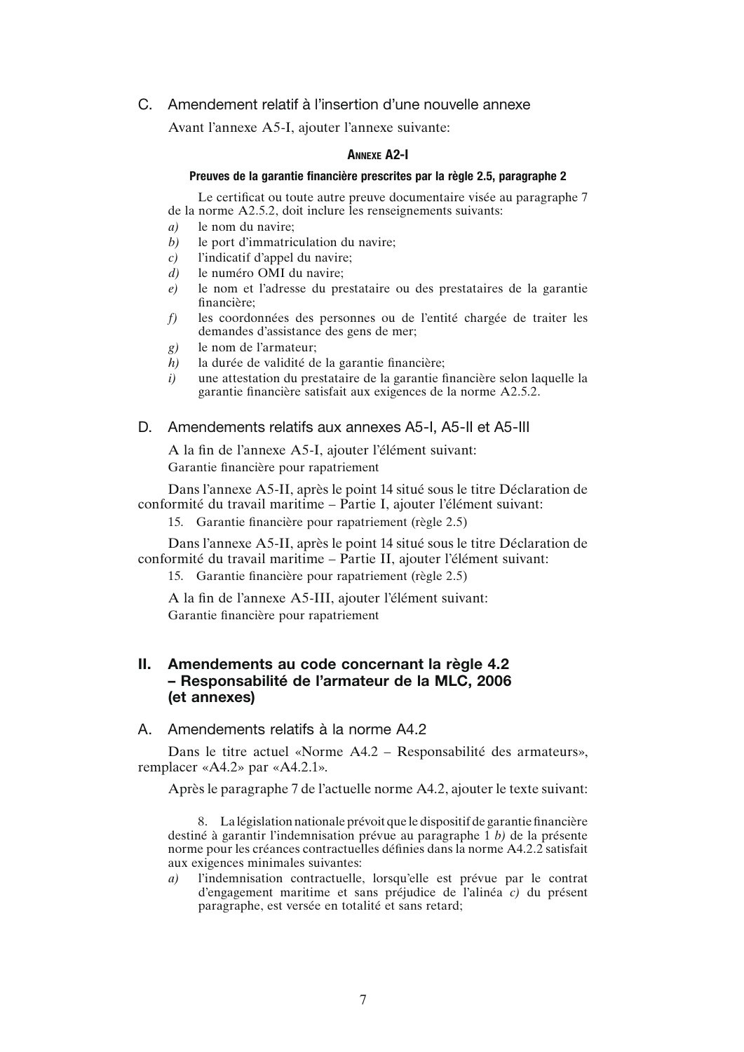### C. Amendement relatif à l'insertion d'une nouvelle annexe

Avant l'annexe A5-I, ajouter l'annexe suivante:

#### ANNEXE A2-I

**Preuves de la garantie financière prescrites par la règle 2.5, paragraphe 2**

Le certificat ou toute autre preuve documentaire visée au paragraphe 7 de la norme A2.5.2, doit inclure les renseignements suivants:

*a)* le nom du navire;

*b)* le port d'immatriculation du navire;

*c)* l'indicatif d'appel du navire;

*d)* le numéro OMI du navire;

*e)* le nom et l'adresse du prestataire ou des prestataires de la garantie financière;

*f)* les coordonnées des personnes ou de l'entité chargée de traiter les demandes d'assistance des gens de mer;

*g)* le nom de l'armateur;

*h)* la durée de validité de la garantie financière;

*i)* une attestation du prestataire de la garantie financière selon laquelle la garantie financière satisfait aux exigences de la norme A2.5.2.

### D. Amendements relatifs aux annexes A5-I, A5-II et A5-III

A la fin de l'annexe A5-I, ajouter l'élément suivant:

Garantie financière pour rapatriement

Dans l'annexe A5-II, après le point 14 situé sous le titre Déclaration de conformité du travail maritime – Partie I, ajouter l'élément suivant:

15. Garantie financière pour rapatriement (règle 2.5)

Dans l'annexe A5-II, après le point 14 situé sous le titre Déclaration de conformité du travail maritime – Partie II, ajouter l'élément suivant:

15. Garantie financière pour rapatriement (règle 2.5)

A la fin de l'annexe A5-III, ajouter l'élément suivant:

Garantie financière pour rapatriement

## II. Amendements au code concernant la règle 4.2 – Responsabilité de l'armateur de la MLC, 2006 (et annexes)

### A. Amendements relatifs à la norme A4.2

Dans le titre actuel «Norme A4.2 – Responsabilité des armateurs», remplacer «A4.2» par «A4.2.1».

Après le paragraphe 7 de l'actuelle norme A4.2, ajouter le texte suivant:

8. La législation nationale prévoit que le dispositif de garantie financière destiné à garantir l'indemnisation prévue au paragraphe 1 *b)* de la présente norme pour les créances contractuelles définies dans la norme A4.2.2 satisfait aux exigences minimales suivantes:

*a)* l'indemnisation contractuelle, lorsqu'elle est prévue par le contrat d'engagement maritime et sans préjudice de l'alinéa *c)* du présent paragraphe, est versée en totalité et sans retard;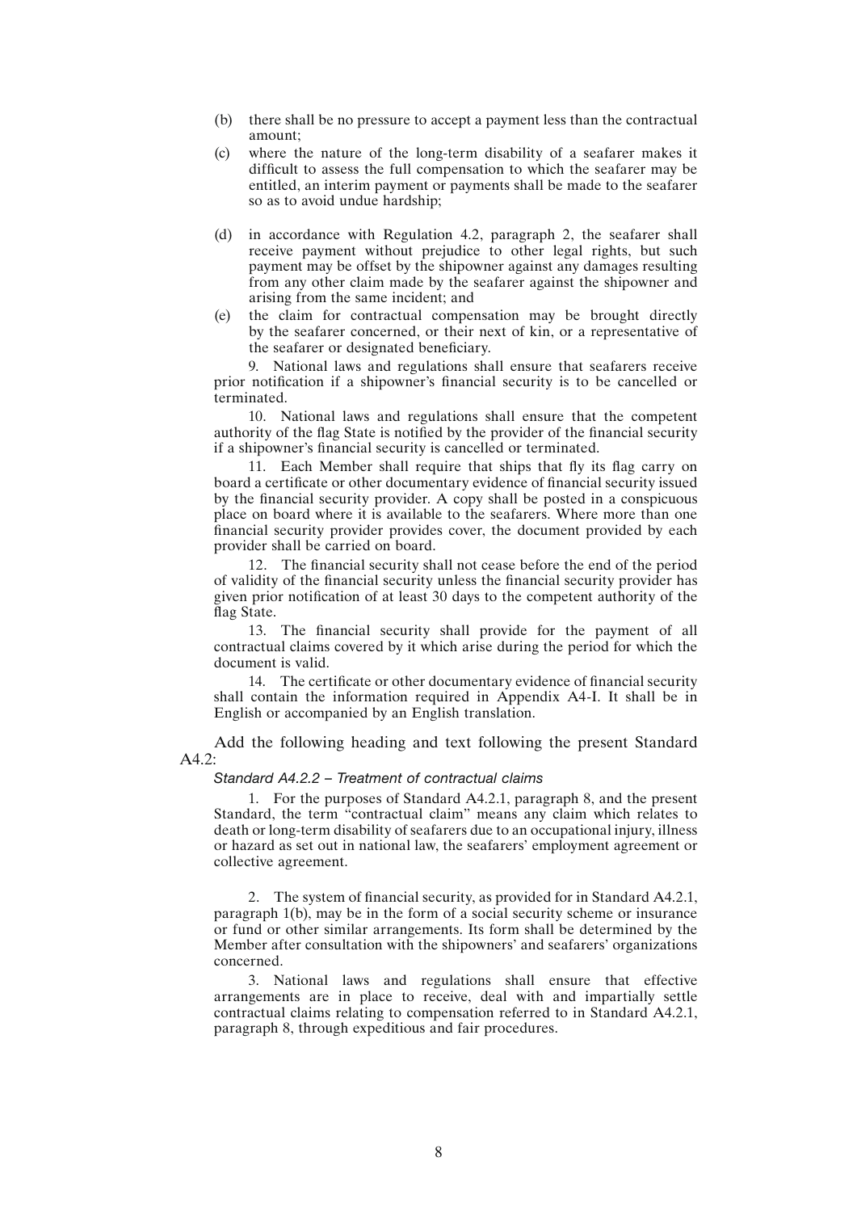(b) there shall be no pressure to accept a payment less than the contractual amount;

(c) where the nature of the long-term disability of a seafarer makes it difficult to assess the full compensation to which the seafarer may be entitled, an interim payment or payments shall be made to the seafarer so as to avoid undue hardship;

(d) in accordance with Regulation 4.2, paragraph 2, the seafarer shall receive payment without prejudice to other legal rights, but such payment may be offset by the shipowner against any damages resulting from any other claim made by the seafarer against the shipowner and arising from the same incident; and

(e) the claim for contractual compensation may be brought directly by the seafarer concerned, or their next of kin, or a representative of the seafarer or designated beneficiary.

9. National laws and regulations shall ensure that seafarers receive prior notification if a shipowner's financial security is to be cancelled or terminated.

10. National laws and regulations shall ensure that the competent authority of the flag State is notified by the provider of the financial security if a shipowner's financial security is cancelled or terminated.

11. Each Member shall require that ships that fly its flag carry on board a certificate or other documentary evidence of financial security issued by the financial security provider. A copy shall be posted in a conspicuous place on board where it is available to the seafarers. Where more than one financial security provider provides cover, the document provided by each provider shall be carried on board.

12. The financial security shall not cease before the end of the period of validity of the financial security unless the financial security provider has given prior notification of at least 30 days to the competent authority of the flag State.

13. The financial security shall provide for the payment of all contractual claims covered by it which arise during the period for which the document is valid.

14. The certificate or other documentary evidence of financial security shall contain the information required in Appendix A4-I. It shall be in English or accompanied by an English translation.

Add the following heading and text following the present Standard A4.2:

*Standard A4.2.2 – Treatment of contractual claims*

1. For the purposes of Standard A4.2.1, paragraph 8, and the present Standard, the term "contractual claim" means any claim which relates to death or long-term disability of seafarers due to an occupational injury, illness or hazard as set out in national law, the seafarers' employment agreement or collective agreement.

2. The system of financial security, as provided for in Standard A4.2.1, paragraph 1(b), may be in the form of a social security scheme or insurance or fund or other similar arrangements. Its form shall be determined by the Member after consultation with the shipowners' and seafarers' organizations concerned.

3. National laws and regulations shall ensure that effective arrangements are in place to receive, deal with and impartially settle contractual claims relating to compensation referred to in Standard A4.2.1, paragraph 8, through expeditious and fair procedures.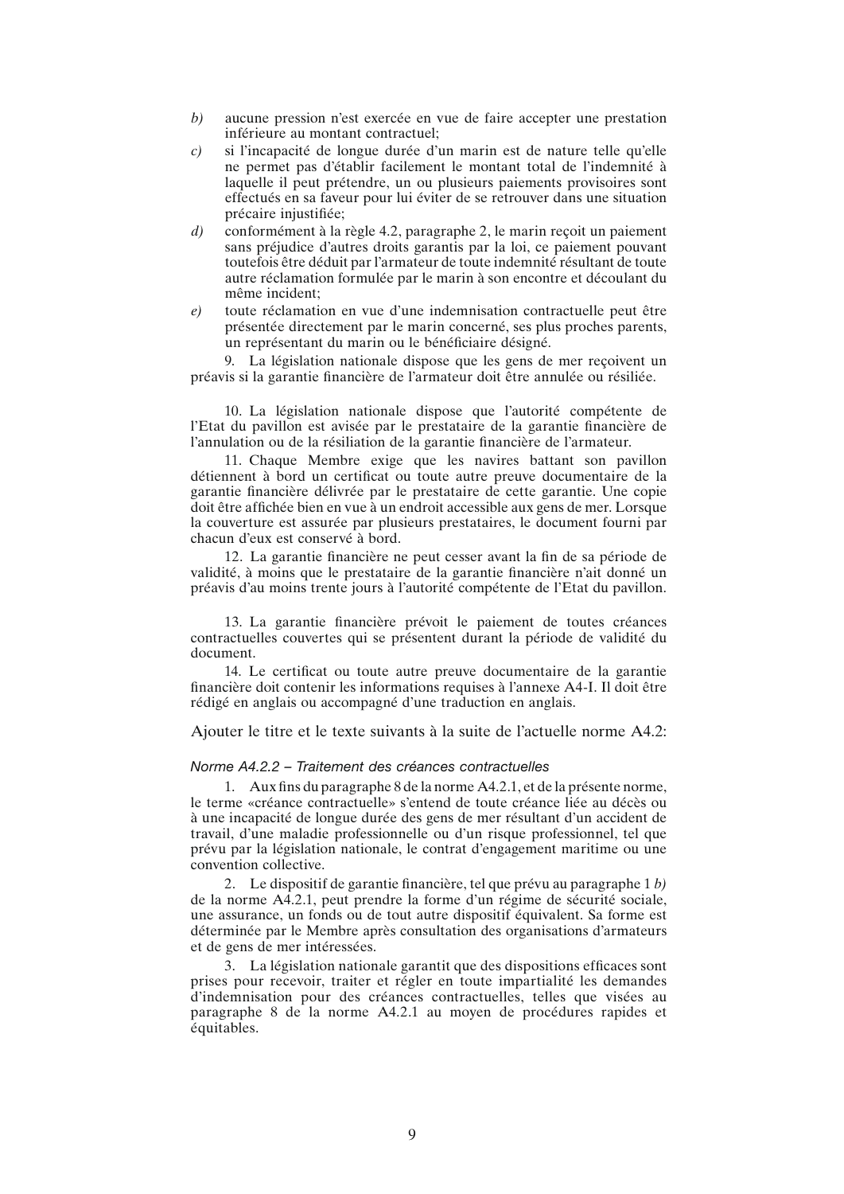*b)* aucune pression n'est exercée en vue de faire accepter une prestation inférieure au montant contractuel;

*c)* si l'incapacité de longue durée d'un marin est de nature telle qu'elle ne permet pas d'établir facilement le montant total de l'indemnité à laquelle il peut prétendre, un ou plusieurs paiements provisoires sont effectués en sa faveur pour lui éviter de se retrouver dans une situation précaire injustifiée;

*d)* conformément à la règle 4.2, paragraphe 2, le marin reçoit un paiement sans préjudice d'autres droits garantis par la loi, ce paiement pouvant toutefois être déduit par l'armateur de toute indemnité résultant de toute autre réclamation formulée par le marin à son encontre et découlant du même incident;

*e)* toute réclamation en vue d'une indemnisation contractuelle peut être présentée directement par le marin concerné, ses plus proches parents, un représentant du marin ou le bénéficiaire désigné.

9. La législation nationale dispose que les gens de mer reçoivent un préavis si la garantie financière de l'armateur doit être annulée ou résiliée.

10. La législation nationale dispose que l'autorité compétente de l'Etat du pavillon est avisée par le prestataire de la garantie financière de l'annulation ou de la résiliation de la garantie financière de l'armateur.

11. Chaque Membre exige que les navires battant son pavillon détiennent à bord un certificat ou toute autre preuve documentaire de la garantie financière délivrée par le prestataire de cette garantie. Une copie doit être affichée bien en vue à un endroit accessible aux gens de mer. Lorsque la couverture est assurée par plusieurs prestataires, le document fourni par chacun d'eux est conservé à bord.

12. La garantie financière ne peut cesser avant la fin de sa période de validité, à moins que le prestataire de la garantie financière n'ait donné un préavis d'au moins trente jours à l'autorité compétente de l'Etat du pavillon.

13. La garantie financière prévoit le paiement de toutes créances contractuelles couvertes qui se présentent durant la période de validité du document.

14. Le certificat ou toute autre preuve documentaire de la garantie financière doit contenir les informations requises à l'annexe A4-I. Il doit être rédigé en anglais ou accompagné d'une traduction en anglais.

Ajouter le titre et le texte suivants à la suite de l'actuelle norme A4.2:

*Norme A4.2.2 – Traitement des créances contractuelles*

1. Aux fins du paragraphe 8 de la norme A4.2.1, et de la présente norme, le terme «créance contractuelle» s'entend de toute créance liée au décès ou à une incapacité de longue durée des gens de mer résultant d'un accident de travail, d'une maladie professionnelle ou d'un risque professionnel, tel que prévu par la législation nationale, le contrat d'engagement maritime ou une convention collective.

2. Le dispositif de garantie financière, tel que prévu au paragraphe 1 *b)* de la norme A4.2.1, peut prendre la forme d'un régime de sécurité sociale, une assurance, un fonds ou de tout autre dispositif équivalent. Sa forme est déterminée par le Membre après consultation des organisations d'armateurs et de gens de mer intéressées.

3. La législation nationale garantit que des dispositions efficaces sont prises pour recevoir, traiter et régler en toute impartialité les demandes d'indemnisation pour des créances contractuelles, telles que visées au paragraphe 8 de la norme A4.2.1 au moyen de procédures rapides et équitables.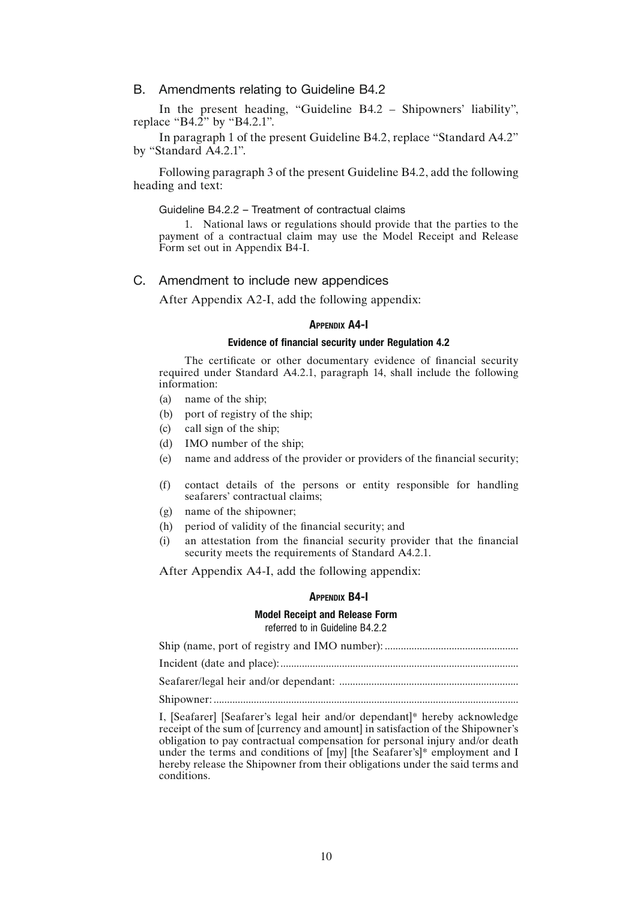## B. Amendments relating to Guideline B4.2

In the present heading, "Guideline B4.2 – Shipowners' liability", replace "B4.2" by "B4.2.1".

In paragraph 1 of the present Guideline B4.2, replace "Standard A4.2" by "Standard A4.2.1".

Following paragraph 3 of the present Guideline B4.2, add the following heading and text:

> Guideline B4.2.2 – Treatment of contractual claims
>
> 1. National laws or regulations should provide that the parties to the payment of a contractual claim may use the Model Receipt and Release Form set out in Appendix B4-I.

## C. Amendment to include new appendices

After Appendix A2-I, add the following appendix:

### APPENDIX A4-I

**Evidence of financial security under Regulation 4.2**

The certificate or other documentary evidence of financial security required under Standard A4.2.1, paragraph 14, shall include the following information:

(a) name of the ship;

(b) port of registry of the ship;

(c) call sign of the ship;

(d) IMO number of the ship;

(e) name and address of the provider or providers of the financial security;

(f) contact details of the persons or entity responsible for handling seafarers' contractual claims;

(g) name of the shipowner;

(h) period of validity of the financial security; and

(i) an attestation from the financial security provider that the financial security meets the requirements of Standard A4.2.1.

After Appendix A4-I, add the following appendix:

### APPENDIX B4-I

**Model Receipt and Release Form**

referred to in Guideline B4.2.2

Ship (name, port of registry and IMO number): .................................................

Incident (date and place): ........................................................................................

Seafarer/legal heir and/or dependant: ..................................................................

Shipowner: ................................................................................................................

I, [Seafarer] [Seafarer's legal heir and/or dependant]* hereby acknowledge receipt of the sum of [currency and amount] in satisfaction of the Shipowner's obligation to pay contractual compensation for personal injury and/or death under the terms and conditions of [my] [the Seafarer's]* employment and I hereby release the Shipowner from their obligations under the said terms and conditions.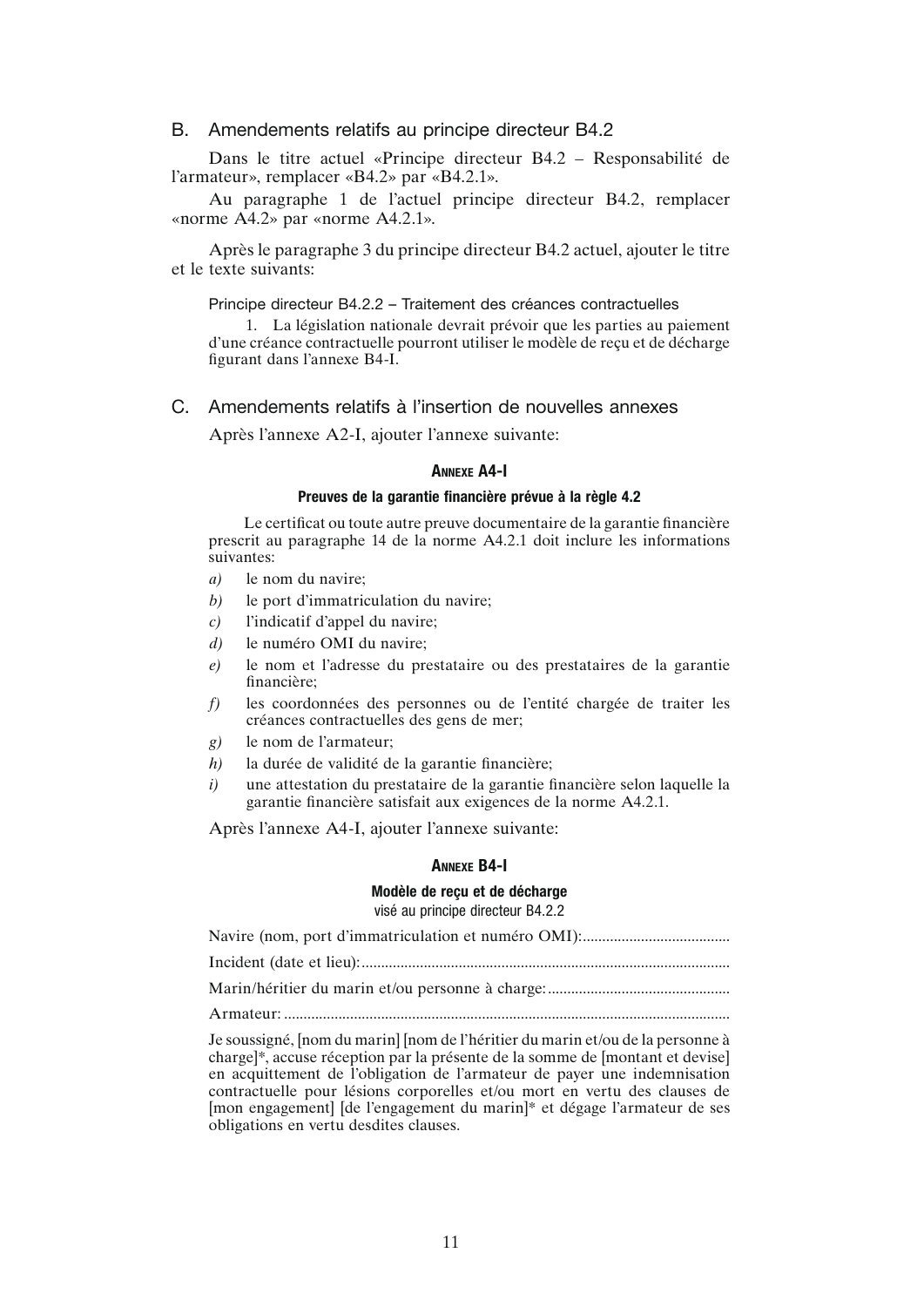## B. Amendements relatifs au principe directeur B4.2

Dans le titre actuel «Principe directeur B4.2 – Responsabilité de l'armateur», remplacer «B4.2» par «B4.2.1».

Au paragraphe 1 de l'actuel principe directeur B4.2, remplacer «norme A4.2» par «norme A4.2.1».

Après le paragraphe 3 du principe directeur B4.2 actuel, ajouter le titre et le texte suivants:

### Principe directeur B4.2.2 – Traitement des créances contractuelles

1. La législation nationale devrait prévoir que les parties au paiement d'une créance contractuelle pourront utiliser le modèle de reçu et de décharge figurant dans l'annexe B4-I.

## C. Amendements relatifs à l'insertion de nouvelles annexes

Après l'annexe A2-I, ajouter l'annexe suivante:

### Annexe A4-I

**Preuves de la garantie financière prévue à la règle 4.2**

Le certificat ou toute autre preuve documentaire de la garantie financière prescrit au paragraphe 14 de la norme A4.2.1 doit inclure les informations suivantes:

*a)* le nom du navire;

*b)* le port d'immatriculation du navire;

*c)* l'indicatif d'appel du navire;

*d)* le numéro OMI du navire;

*e)* le nom et l'adresse du prestataire ou des prestataires de la garantie financière;

*f)* les coordonnées des personnes ou de l'entité chargée de traiter les créances contractuelles des gens de mer;

*g)* le nom de l'armateur;

*h)* la durée de validité de la garantie financière;

*i)* une attestation du prestataire de la garantie financière selon laquelle la garantie financière satisfait aux exigences de la norme A4.2.1.

Après l'annexe A4-I, ajouter l'annexe suivante:

### Annexe B4-I

**Modèle de reçu et de décharge**

visé au principe directeur B4.2.2

Navire (nom, port d'immatriculation et numéro OMI):......................................

Incident (date et lieu):..............................................................................................

Marin/héritier du marin et/ou personne à charge:...............................................

Armateur:..................................................................................................................

Je soussigné, [nom du marin] [nom de l'héritier du marin et/ou de la personne à charge]*, accuse réception par la présente de la somme de [montant et devise] en acquittement de l'obligation de l'armateur de payer une indemnisation contractuelle pour lésions corporelles et/ou mort en vertu des clauses de [mon engagement] [de l'engagement du marin]* et dégage l'armateur de ses obligations en vertu desdites clauses.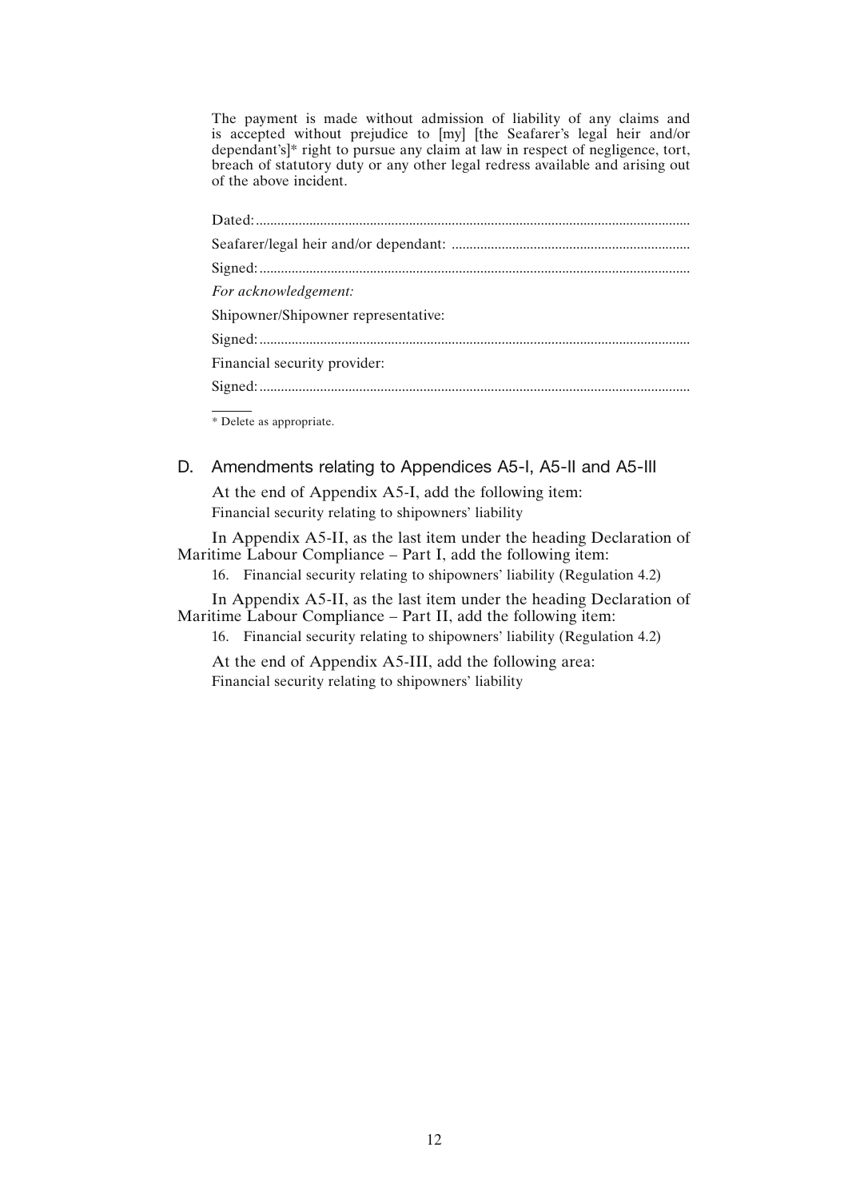The payment is made without admission of liability of any claims and is accepted without prejudice to [my] [the Seafarer's legal heir and/or dependant's]* right to pursue any claim at law in respect of negligence, tort, breach of statutory duty or any other legal redress available and arising out of the above incident.

Dated:..........................................................................................................................

Seafarer/legal heir and/or dependant: ..................................................................

Signed:........................................................................................................................

*For acknowledgement:*

Shipowner/Shipowner representative:

Signed:........................................................................................................................

Financial security provider:

Signed:........................................................................................................................

---

* Delete as appropriate.

## D. Amendments relating to Appendices A5-I, A5-II and A5-III

At the end of Appendix A5-I, add the following item:

Financial security relating to shipowners' liability

In Appendix A5-II, as the last item under the heading Declaration of Maritime Labour Compliance – Part I, add the following item:

16. Financial security relating to shipowners' liability (Regulation 4.2)

In Appendix A5-II, as the last item under the heading Declaration of Maritime Labour Compliance – Part II, add the following item:

16. Financial security relating to shipowners' liability (Regulation 4.2)

At the end of Appendix A5-III, add the following area:

Financial security relating to shipowners' liability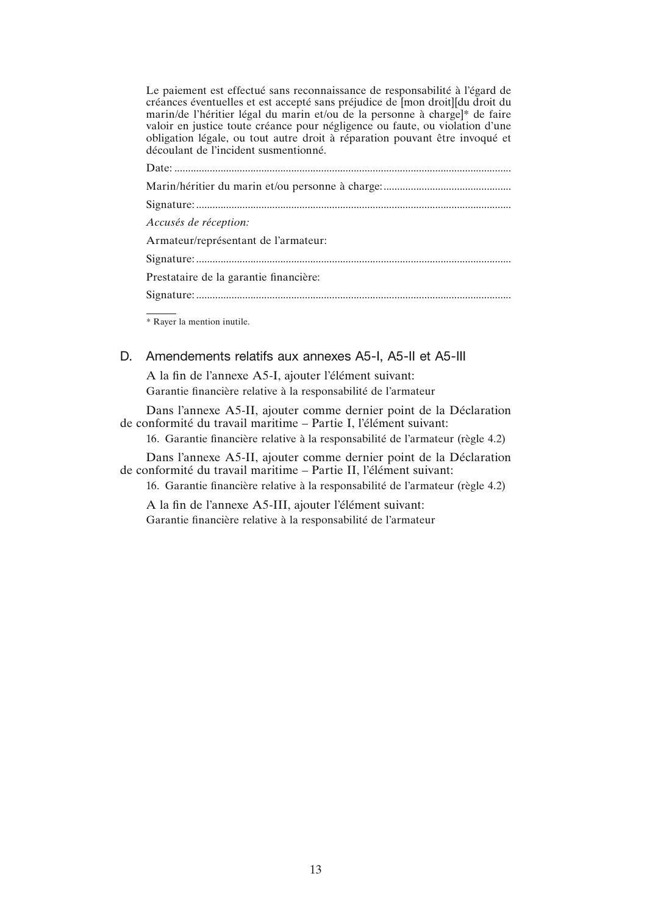Le paiement est effectué sans reconnaissance de responsabilité à l'égard de créances éventuelles et est accepté sans préjudice de [mon droit][du droit du marin/de l'héritier légal du marin et/ou de la personne à charge]* de faire valoir en justice toute créance pour négligence ou faute, ou violation d'une obligation légale, ou tout autre droit à réparation pouvant être invoqué et découlant de l'incident susmentionné.

Date: ..........................................................................................................................

Marin/héritier du marin et/ou personne à charge: ..............................................

Signature: ...................................................................................................................

*Accusés de réception:*

Armateur/représentant de l'armateur:

Signature: ...................................................................................................................

Prestataire de la garantie financière:

Signature: ...................................................................................................................

\* Rayer la mention inutile.

## D. Amendements relatifs aux annexes A5-I, A5-II et A5-III

A la fin de l'annexe A5-I, ajouter l'élément suivant:

Garantie financière relative à la responsabilité de l'armateur

Dans l'annexe A5-II, ajouter comme dernier point de la Déclaration de conformité du travail maritime – Partie I, l'élément suivant:

16. Garantie financière relative à la responsabilité de l'armateur (règle 4.2)

Dans l'annexe A5-II, ajouter comme dernier point de la Déclaration de conformité du travail maritime – Partie II, l'élément suivant:

16. Garantie financière relative à la responsabilité de l'armateur (règle 4.2)

A la fin de l'annexe A5-III, ajouter l'élément suivant:

Garantie financière relative à la responsabilité de l'armateur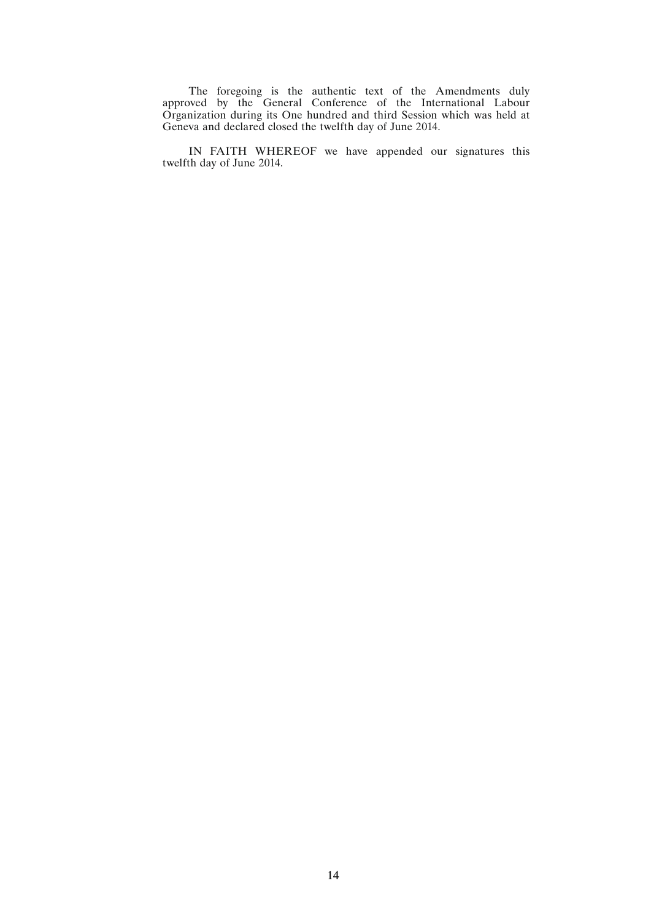The foregoing is the authentic text of the Amendments duly approved by the General Conference of the International Labour Organization during its One hundred and third Session which was held at Geneva and declared closed the twelfth day of June 2014.

IN FAITH WHEREOF we have appended our signatures this twelfth day of June 2014.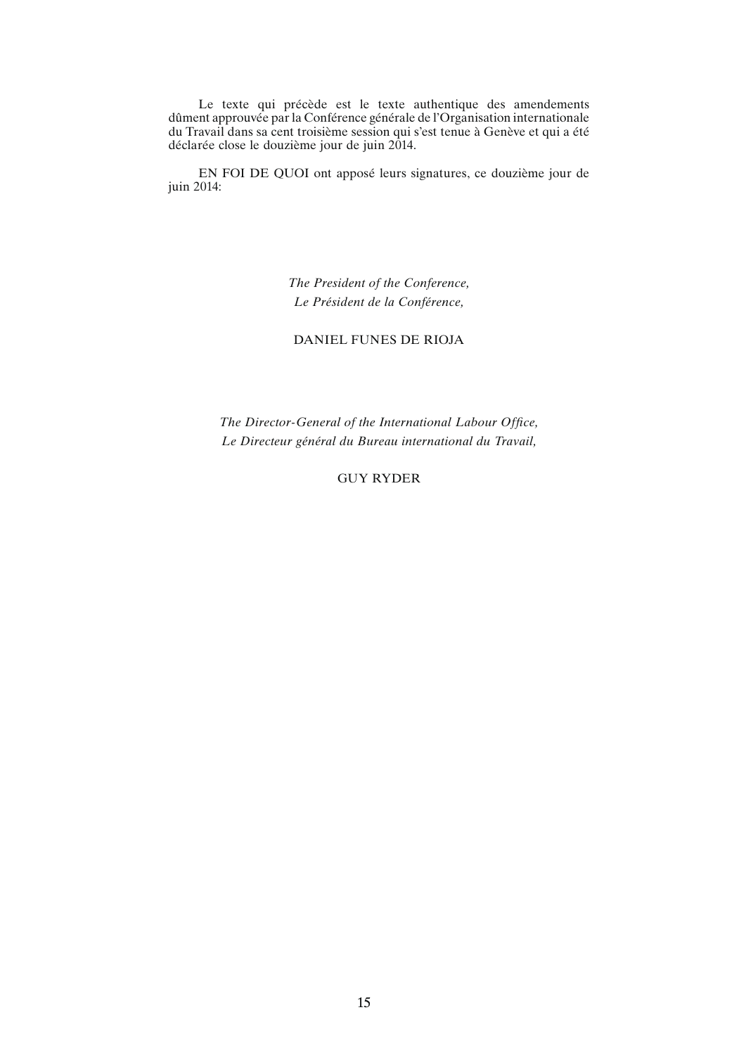Le texte qui précède est le texte authentique des amendements dûment approuvée par la Conférence générale de l'Organisation internationale du Travail dans sa cent troisième session qui s'est tenue à Genève et qui a été déclarée close le douzième jour de juin 2014.

EN FOI DE QUOI ont apposé leurs signatures, ce douzième jour de juin 2014:

*The President of the Conference,*
*Le Président de la Conférence,*

DANIEL FUNES DE RIOJA

*The Director-General of the International Labour Office,*
*Le Directeur général du Bureau international du Travail,*

GUY RYDER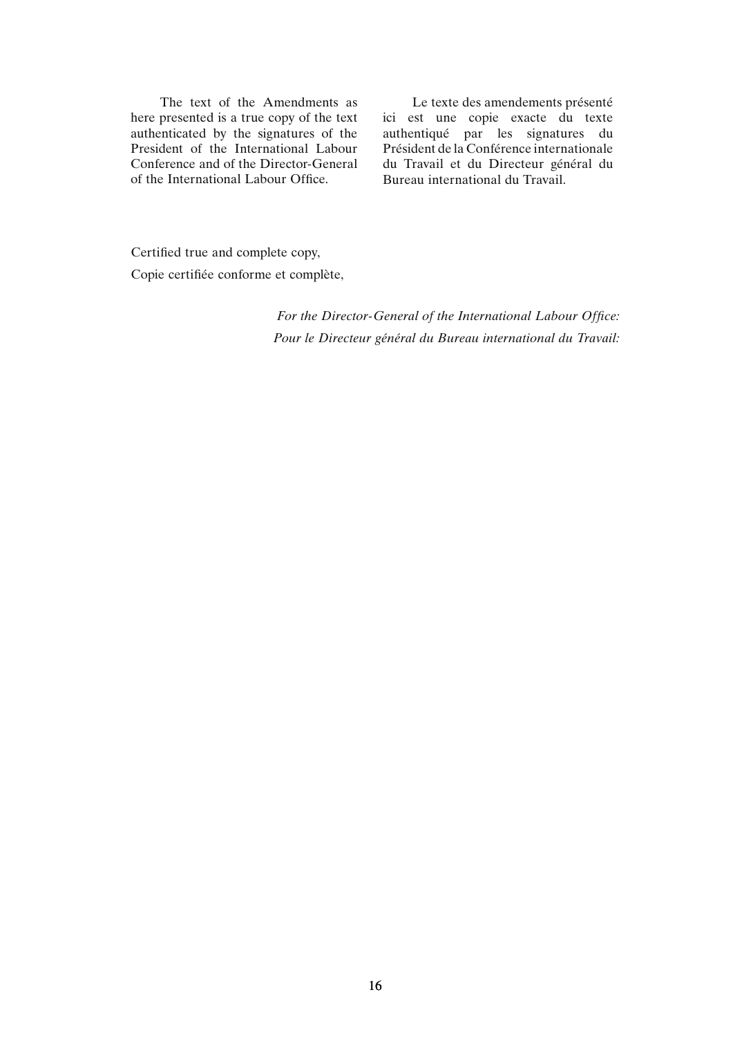The text of the Amendments as here presented is a true copy of the text authenticated by the signatures of the President of the International Labour Conference and of the Director-General of the International Labour Office.

Le texte des amendements présenté ici est une copie exacte du texte authentiqué par les signatures du Président de la Conférence internationale du Travail et du Directeur général du Bureau international du Travail.

Certified true and complete copy,

Copie certifiée conforme et complète,

*For the Director-General of the International Labour Office:*

*Pour le Directeur général du Bureau international du Travail:*